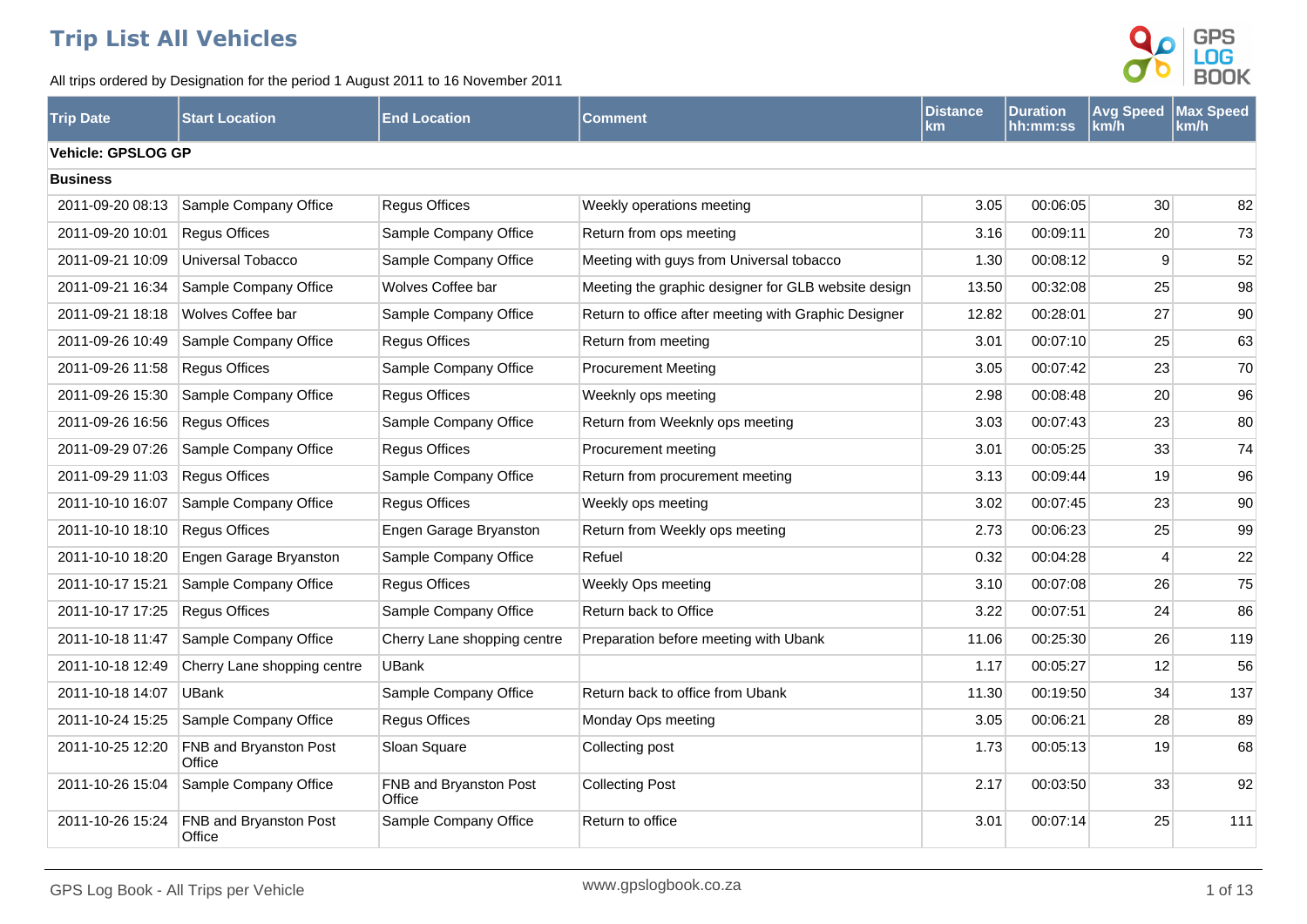# Trip List All Vehicles

All trips ordered by Designation for the period 1 August 2011 to 16 November 2011

| Trip Date | Start Location | End Location | Comment | Distance km | Duration hh:mm:ss | Avg Speed km/h | Max Speed km/h |
|---|---|---|---|---|---|---|---|
| **Vehicle: GPSLOG GP** | | | | | | | |
| **Business** | | | | | | | |
| 2011-09-20 08:13 | Sample Company Office | Regus Offices | Weekly operations meeting | 3.05 | 00:06:05 | 30 | 82 |
| 2011-09-20 10:01 | Regus Offices | Sample Company Office | Return from ops meeting | 3.16 | 00:09:11 | 20 | 73 |
| 2011-09-21 10:09 | Universal Tobacco | Sample Company Office | Meeting with guys from Universal tobacco | 1.30 | 00:08:12 | 9 | 52 |
| 2011-09-21 16:34 | Sample Company Office | Wolves Coffee bar | Meeting the graphic designer for GLB website design | 13.50 | 00:32:08 | 25 | 98 |
| 2011-09-21 18:18 | Wolves Coffee bar | Sample Company Office | Return to office after meeting with Graphic Designer | 12.82 | 00:28:01 | 27 | 90 |
| 2011-09-26 10:49 | Sample Company Office | Regus Offices | Return from meeting | 3.01 | 00:07:10 | 25 | 63 |
| 2011-09-26 11:58 | Regus Offices | Sample Company Office | Procurement Meeting | 3.05 | 00:07:42 | 23 | 70 |
| 2011-09-26 15:30 | Sample Company Office | Regus Offices | Weeknly ops meeting | 2.98 | 00:08:48 | 20 | 96 |
| 2011-09-26 16:56 | Regus Offices | Sample Company Office | Return from Weeknly ops meeting | 3.03 | 00:07:43 | 23 | 80 |
| 2011-09-29 07:26 | Sample Company Office | Regus Offices | Procurement meeting | 3.01 | 00:05:25 | 33 | 74 |
| 2011-09-29 11:03 | Regus Offices | Sample Company Office | Return from procurement meeting | 3.13 | 00:09:44 | 19 | 96 |
| 2011-10-10 16:07 | Sample Company Office | Regus Offices | Weekly ops meeting | 3.02 | 00:07:45 | 23 | 90 |
| 2011-10-10 18:10 | Regus Offices | Engen Garage Bryanston | Return from Weekly ops meeting | 2.73 | 00:06:23 | 25 | 99 |
| 2011-10-10 18:20 | Engen Garage Bryanston | Sample Company Office | Refuel | 0.32 | 00:04:28 | 4 | 22 |
| 2011-10-17 15:21 | Sample Company Office | Regus Offices | Weekly Ops meeting | 3.10 | 00:07:08 | 26 | 75 |
| 2011-10-17 17:25 | Regus Offices | Sample Company Office | Return back to Office | 3.22 | 00:07:51 | 24 | 86 |
| 2011-10-18 11:47 | Sample Company Office | Cherry Lane shopping centre | Preparation before meeting with Ubank | 11.06 | 00:25:30 | 26 | 119 |
| 2011-10-18 12:49 | Cherry Lane shopping centre | UBank | | 1.17 | 00:05:27 | 12 | 56 |
| 2011-10-18 14:07 | UBank | Sample Company Office | Return back to office from Ubank | 11.30 | 00:19:50 | 34 | 137 |
| 2011-10-24 15:25 | Sample Company Office | Regus Offices | Monday Ops meeting | 3.05 | 00:06:21 | 28 | 89 |
| 2011-10-25 12:20 | FNB and Bryanston Post Office | Sloan Square | Collecting post | 1.73 | 00:05:13 | 19 | 68 |
| 2011-10-26 15:04 | Sample Company Office | FNB and Bryanston Post Office | Collecting Post | 2.17 | 00:03:50 | 33 | 92 |
| 2011-10-26 15:24 | FNB and Bryanston Post Office | Sample Company Office | Return to office | 3.01 | 00:07:14 | 25 | 111 |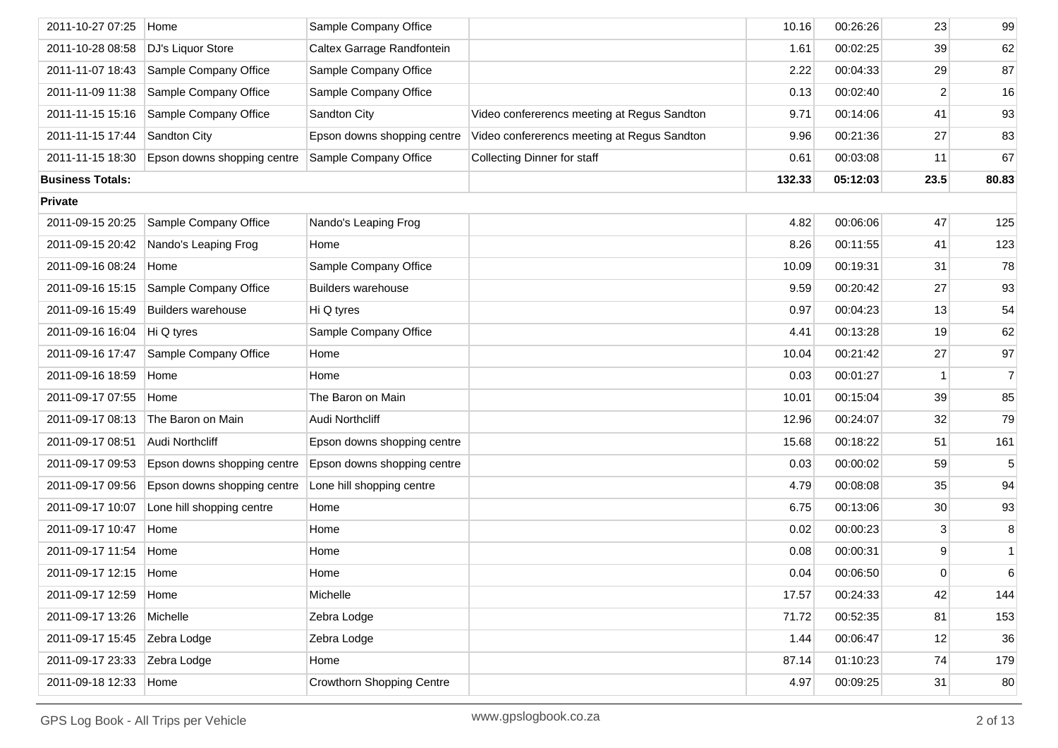| | | | | | | | |
|---|---|---|---|---|---|---|---|
| 2011-10-27 07:25 | Home | Sample Company Office | | 10.16 | 00:26:26 | 23 | 99 |
| 2011-10-28 08:58 | DJ's Liquor Store | Caltex Garrage Randfontein | | 1.61 | 00:02:25 | 39 | 62 |
| 2011-11-07 18:43 | Sample Company Office | Sample Company Office | | 2.22 | 00:04:33 | 29 | 87 |
| 2011-11-09 11:38 | Sample Company Office | Sample Company Office | | 0.13 | 00:02:40 | 2 | 16 |
| 2011-11-15 15:16 | Sample Company Office | Sandton City | Video confererencs meeting at Regus Sandton | 9.71 | 00:14:06 | 41 | 93 |
| 2011-11-15 17:44 | Sandton City | Epson downs shopping centre | Video confererencs meeting at Regus Sandton | 9.96 | 00:21:36 | 27 | 83 |
| 2011-11-15 18:30 | Epson downs shopping centre | Sample Company Office | Collecting Dinner for staff | 0.61 | 00:03:08 | 11 | 67 |
| **Business Totals:** | | | | **132.33** | **05:12:03** | **23.5** | **80.83** |
| **Private** | | | | | | | |
| 2011-09-15 20:25 | Sample Company Office | Nando's Leaping Frog | | 4.82 | 00:06:06 | 47 | 125 |
| 2011-09-15 20:42 | Nando's Leaping Frog | Home | | 8.26 | 00:11:55 | 41 | 123 |
| 2011-09-16 08:24 | Home | Sample Company Office | | 10.09 | 00:19:31 | 31 | 78 |
| 2011-09-16 15:15 | Sample Company Office | Builders warehouse | | 9.59 | 00:20:42 | 27 | 93 |
| 2011-09-16 15:49 | Builders warehouse | Hi Q tyres | | 0.97 | 00:04:23 | 13 | 54 |
| 2011-09-16 16:04 | Hi Q tyres | Sample Company Office | | 4.41 | 00:13:28 | 19 | 62 |
| 2011-09-16 17:47 | Sample Company Office | Home | | 10.04 | 00:21:42 | 27 | 97 |
| 2011-09-16 18:59 | Home | Home | | 0.03 | 00:01:27 | 1 | 7 |
| 2011-09-17 07:55 | Home | The Baron on Main | | 10.01 | 00:15:04 | 39 | 85 |
| 2011-09-17 08:13 | The Baron on Main | Audi Northcliff | | 12.96 | 00:24:07 | 32 | 79 |
| 2011-09-17 08:51 | Audi Northcliff | Epson downs shopping centre | | 15.68 | 00:18:22 | 51 | 161 |
| 2011-09-17 09:53 | Epson downs shopping centre | Epson downs shopping centre | | 0.03 | 00:00:02 | 59 | 5 |
| 2011-09-17 09:56 | Epson downs shopping centre | Lone hill shopping centre | | 4.79 | 00:08:08 | 35 | 94 |
| 2011-09-17 10:07 | Lone hill shopping centre | Home | | 6.75 | 00:13:06 | 30 | 93 |
| 2011-09-17 10:47 | Home | Home | | 0.02 | 00:00:23 | 3 | 8 |
| 2011-09-17 11:54 | Home | Home | | 0.08 | 00:00:31 | 9 | 1 |
| 2011-09-17 12:15 | Home | Home | | 0.04 | 00:06:50 | 0 | 6 |
| 2011-09-17 12:59 | Home | Michelle | | 17.57 | 00:24:33 | 42 | 144 |
| 2011-09-17 13:26 | Michelle | Zebra Lodge | | 71.72 | 00:52:35 | 81 | 153 |
| 2011-09-17 15:45 | Zebra Lodge | Zebra Lodge | | 1.44 | 00:06:47 | 12 | 36 |
| 2011-09-17 23:33 | Zebra Lodge | Home | | 87.14 | 01:10:23 | 74 | 179 |
| 2011-09-18 12:33 | Home | Crowthorn Shopping Centre | | 4.97 | 00:09:25 | 31 | 80 |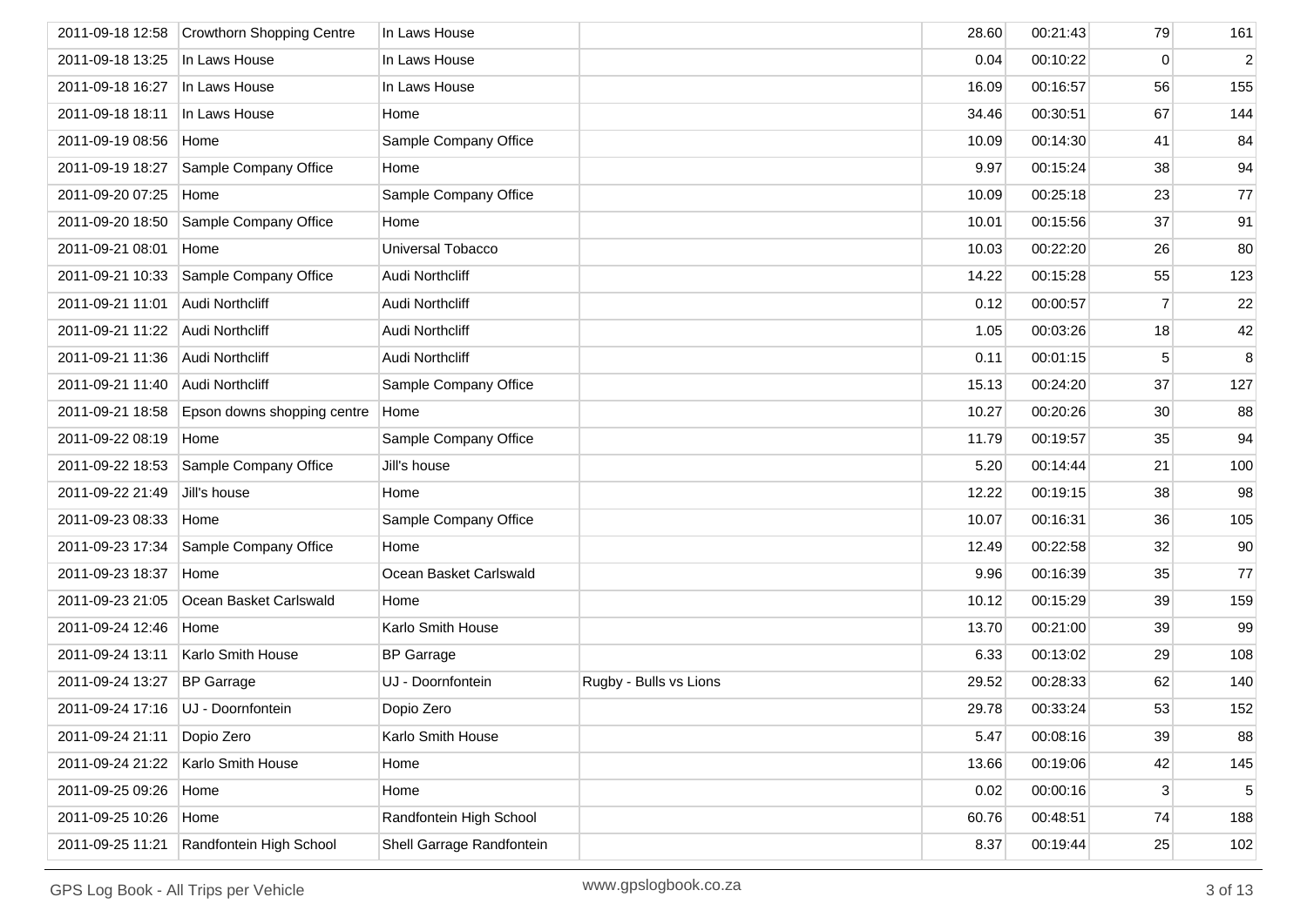| | | | | | | | |
|---|---|---|---|---|---|---|---|
| 2011-09-18 12:58 | Crowthorn Shopping Centre | In Laws House | | 28.60 | 00:21:43 | 79 | 161 |
| 2011-09-18 13:25 | In Laws House | In Laws House | | 0.04 | 00:10:22 | 0 | 2 |
| 2011-09-18 16:27 | In Laws House | In Laws House | | 16.09 | 00:16:57 | 56 | 155 |
| 2011-09-18 18:11 | In Laws House | Home | | 34.46 | 00:30:51 | 67 | 144 |
| 2011-09-19 08:56 | Home | Sample Company Office | | 10.09 | 00:14:30 | 41 | 84 |
| 2011-09-19 18:27 | Sample Company Office | Home | | 9.97 | 00:15:24 | 38 | 94 |
| 2011-09-20 07:25 | Home | Sample Company Office | | 10.09 | 00:25:18 | 23 | 77 |
| 2011-09-20 18:50 | Sample Company Office | Home | | 10.01 | 00:15:56 | 37 | 91 |
| 2011-09-21 08:01 | Home | Universal Tobacco | | 10.03 | 00:22:20 | 26 | 80 |
| 2011-09-21 10:33 | Sample Company Office | Audi Northcliff | | 14.22 | 00:15:28 | 55 | 123 |
| 2011-09-21 11:01 | Audi Northcliff | Audi Northcliff | | 0.12 | 00:00:57 | 7 | 22 |
| 2011-09-21 11:22 | Audi Northcliff | Audi Northcliff | | 1.05 | 00:03:26 | 18 | 42 |
| 2011-09-21 11:36 | Audi Northcliff | Audi Northcliff | | 0.11 | 00:01:15 | 5 | 8 |
| 2011-09-21 11:40 | Audi Northcliff | Sample Company Office | | 15.13 | 00:24:20 | 37 | 127 |
| 2011-09-21 18:58 | Epson downs shopping centre | Home | | 10.27 | 00:20:26 | 30 | 88 |
| 2011-09-22 08:19 | Home | Sample Company Office | | 11.79 | 00:19:57 | 35 | 94 |
| 2011-09-22 18:53 | Sample Company Office | Jill's house | | 5.20 | 00:14:44 | 21 | 100 |
| 2011-09-22 21:49 | Jill's house | Home | | 12.22 | 00:19:15 | 38 | 98 |
| 2011-09-23 08:33 | Home | Sample Company Office | | 10.07 | 00:16:31 | 36 | 105 |
| 2011-09-23 17:34 | Sample Company Office | Home | | 12.49 | 00:22:58 | 32 | 90 |
| 2011-09-23 18:37 | Home | Ocean Basket Carlswald | | 9.96 | 00:16:39 | 35 | 77 |
| 2011-09-23 21:05 | Ocean Basket Carlswald | Home | | 10.12 | 00:15:29 | 39 | 159 |
| 2011-09-24 12:46 | Home | Karlo Smith House | | 13.70 | 00:21:00 | 39 | 99 |
| 2011-09-24 13:11 | Karlo Smith House | BP Garrage | | 6.33 | 00:13:02 | 29 | 108 |
| 2011-09-24 13:27 | BP Garrage | UJ - Doornfontein | Rugby - Bulls vs Lions | 29.52 | 00:28:33 | 62 | 140 |
| 2011-09-24 17:16 | UJ - Doornfontein | Dopio Zero | | 29.78 | 00:33:24 | 53 | 152 |
| 2011-09-24 21:11 | Dopio Zero | Karlo Smith House | | 5.47 | 00:08:16 | 39 | 88 |
| 2011-09-24 21:22 | Karlo Smith House | Home | | 13.66 | 00:19:06 | 42 | 145 |
| 2011-09-25 09:26 | Home | Home | | 0.02 | 00:00:16 | 3 | 5 |
| 2011-09-25 10:26 | Home | Randfontein High School | | 60.76 | 00:48:51 | 74 | 188 |
| 2011-09-25 11:21 | Randfontein High School | Shell Garrage Randfontein | | 8.37 | 00:19:44 | 25 | 102 |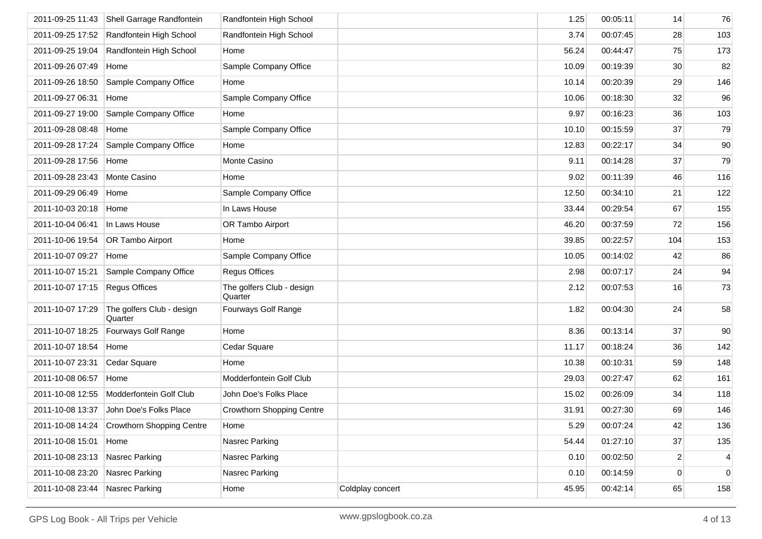| | | | | | | | |
|---|---|---|---|---|---|---|---|
| 2011-09-25 11:43 | Shell Garrage Randfontein | Randfontein High School | | 1.25 | 00:05:11 | 14 | 76 |
| 2011-09-25 17:52 | Randfontein High School | Randfontein High School | | 3.74 | 00:07:45 | 28 | 103 |
| 2011-09-25 19:04 | Randfontein High School | Home | | 56.24 | 00:44:47 | 75 | 173 |
| 2011-09-26 07:49 | Home | Sample Company Office | | 10.09 | 00:19:39 | 30 | 82 |
| 2011-09-26 18:50 | Sample Company Office | Home | | 10.14 | 00:20:39 | 29 | 146 |
| 2011-09-27 06:31 | Home | Sample Company Office | | 10.06 | 00:18:30 | 32 | 96 |
| 2011-09-27 19:00 | Sample Company Office | Home | | 9.97 | 00:16:23 | 36 | 103 |
| 2011-09-28 08:48 | Home | Sample Company Office | | 10.10 | 00:15:59 | 37 | 79 |
| 2011-09-28 17:24 | Sample Company Office | Home | | 12.83 | 00:22:17 | 34 | 90 |
| 2011-09-28 17:56 | Home | Monte Casino | | 9.11 | 00:14:28 | 37 | 79 |
| 2011-09-28 23:43 | Monte Casino | Home | | 9.02 | 00:11:39 | 46 | 116 |
| 2011-09-29 06:49 | Home | Sample Company Office | | 12.50 | 00:34:10 | 21 | 122 |
| 2011-10-03 20:18 | Home | In Laws House | | 33.44 | 00:29:54 | 67 | 155 |
| 2011-10-04 06:41 | In Laws House | OR Tambo Airport | | 46.20 | 00:37:59 | 72 | 156 |
| 2011-10-06 19:54 | OR Tambo Airport | Home | | 39.85 | 00:22:57 | 104 | 153 |
| 2011-10-07 09:27 | Home | Sample Company Office | | 10.05 | 00:14:02 | 42 | 86 |
| 2011-10-07 15:21 | Sample Company Office | Regus Offices | | 2.98 | 00:07:17 | 24 | 94 |
| 2011-10-07 17:15 | Regus Offices | The golfers Club - design Quarter | | 2.12 | 00:07:53 | 16 | 73 |
| 2011-10-07 17:29 | The golfers Club - design Quarter | Fourways Golf Range | | 1.82 | 00:04:30 | 24 | 58 |
| 2011-10-07 18:25 | Fourways Golf Range | Home | | 8.36 | 00:13:14 | 37 | 90 |
| 2011-10-07 18:54 | Home | Cedar Square | | 11.17 | 00:18:24 | 36 | 142 |
| 2011-10-07 23:31 | Cedar Square | Home | | 10.38 | 00:10:31 | 59 | 148 |
| 2011-10-08 06:57 | Home | Modderfontein Golf Club | | 29.03 | 00:27:47 | 62 | 161 |
| 2011-10-08 12:55 | Modderfontein Golf Club | John Doe's Folks Place | | 15.02 | 00:26:09 | 34 | 118 |
| 2011-10-08 13:37 | John Doe's Folks Place | Crowthorn Shopping Centre | | 31.91 | 00:27:30 | 69 | 146 |
| 2011-10-08 14:24 | Crowthorn Shopping Centre | Home | | 5.29 | 00:07:24 | 42 | 136 |
| 2011-10-08 15:01 | Home | Nasrec Parking | | 54.44 | 01:27:10 | 37 | 135 |
| 2011-10-08 23:13 | Nasrec Parking | Nasrec Parking | | 0.10 | 00:02:50 | 2 | 4 |
| 2011-10-08 23:20 | Nasrec Parking | Nasrec Parking | | 0.10 | 00:14:59 | 0 | 0 |
| 2011-10-08 23:44 | Nasrec Parking | Home | Coldplay concert | 45.95 | 00:42:14 | 65 | 158 |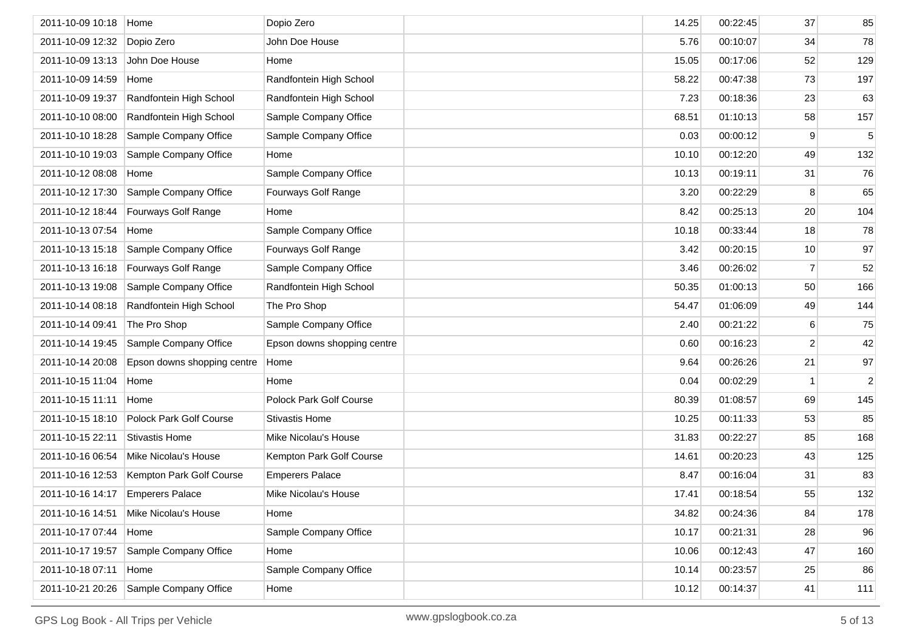| | | | | | | | |
|---|---|---|---|---|---|---|---|
| 2011-10-09 10:18 | Home | Dopio Zero | | 14.25 | 00:22:45 | 37 | 85 |
| 2011-10-09 12:32 | Dopio Zero | John Doe House | | 5.76 | 00:10:07 | 34 | 78 |
| 2011-10-09 13:13 | John Doe House | Home | | 15.05 | 00:17:06 | 52 | 129 |
| 2011-10-09 14:59 | Home | Randfontein High School | | 58.22 | 00:47:38 | 73 | 197 |
| 2011-10-09 19:37 | Randfontein High School | Randfontein High School | | 7.23 | 00:18:36 | 23 | 63 |
| 2011-10-10 08:00 | Randfontein High School | Sample Company Office | | 68.51 | 01:10:13 | 58 | 157 |
| 2011-10-10 18:28 | Sample Company Office | Sample Company Office | | 0.03 | 00:00:12 | 9 | 5 |
| 2011-10-10 19:03 | Sample Company Office | Home | | 10.10 | 00:12:20 | 49 | 132 |
| 2011-10-12 08:08 | Home | Sample Company Office | | 10.13 | 00:19:11 | 31 | 76 |
| 2011-10-12 17:30 | Sample Company Office | Fourways Golf Range | | 3.20 | 00:22:29 | 8 | 65 |
| 2011-10-12 18:44 | Fourways Golf Range | Home | | 8.42 | 00:25:13 | 20 | 104 |
| 2011-10-13 07:54 | Home | Sample Company Office | | 10.18 | 00:33:44 | 18 | 78 |
| 2011-10-13 15:18 | Sample Company Office | Fourways Golf Range | | 3.42 | 00:20:15 | 10 | 97 |
| 2011-10-13 16:18 | Fourways Golf Range | Sample Company Office | | 3.46 | 00:26:02 | 7 | 52 |
| 2011-10-13 19:08 | Sample Company Office | Randfontein High School | | 50.35 | 01:00:13 | 50 | 166 |
| 2011-10-14 08:18 | Randfontein High School | The Pro Shop | | 54.47 | 01:06:09 | 49 | 144 |
| 2011-10-14 09:41 | The Pro Shop | Sample Company Office | | 2.40 | 00:21:22 | 6 | 75 |
| 2011-10-14 19:45 | Sample Company Office | Epson downs shopping centre | | 0.60 | 00:16:23 | 2 | 42 |
| 2011-10-14 20:08 | Epson downs shopping centre | Home | | 9.64 | 00:26:26 | 21 | 97 |
| 2011-10-15 11:04 | Home | Home | | 0.04 | 00:02:29 | 1 | 2 |
| 2011-10-15 11:11 | Home | Polock Park Golf Course | | 80.39 | 01:08:57 | 69 | 145 |
| 2011-10-15 18:10 | Polock Park Golf Course | Stivastis Home | | 10.25 | 00:11:33 | 53 | 85 |
| 2011-10-15 22:11 | Stivastis Home | Mike Nicolau's House | | 31.83 | 00:22:27 | 85 | 168 |
| 2011-10-16 06:54 | Mike Nicolau's House | Kempton Park Golf Course | | 14.61 | 00:20:23 | 43 | 125 |
| 2011-10-16 12:53 | Kempton Park Golf Course | Emperers Palace | | 8.47 | 00:16:04 | 31 | 83 |
| 2011-10-16 14:17 | Emperers Palace | Mike Nicolau's House | | 17.41 | 00:18:54 | 55 | 132 |
| 2011-10-16 14:51 | Mike Nicolau's House | Home | | 34.82 | 00:24:36 | 84 | 178 |
| 2011-10-17 07:44 | Home | Sample Company Office | | 10.17 | 00:21:31 | 28 | 96 |
| 2011-10-17 19:57 | Sample Company Office | Home | | 10.06 | 00:12:43 | 47 | 160 |
| 2011-10-18 07:11 | Home | Sample Company Office | | 10.14 | 00:23:57 | 25 | 86 |
| 2011-10-21 20:26 | Sample Company Office | Home | | 10.12 | 00:14:37 | 41 | 111 |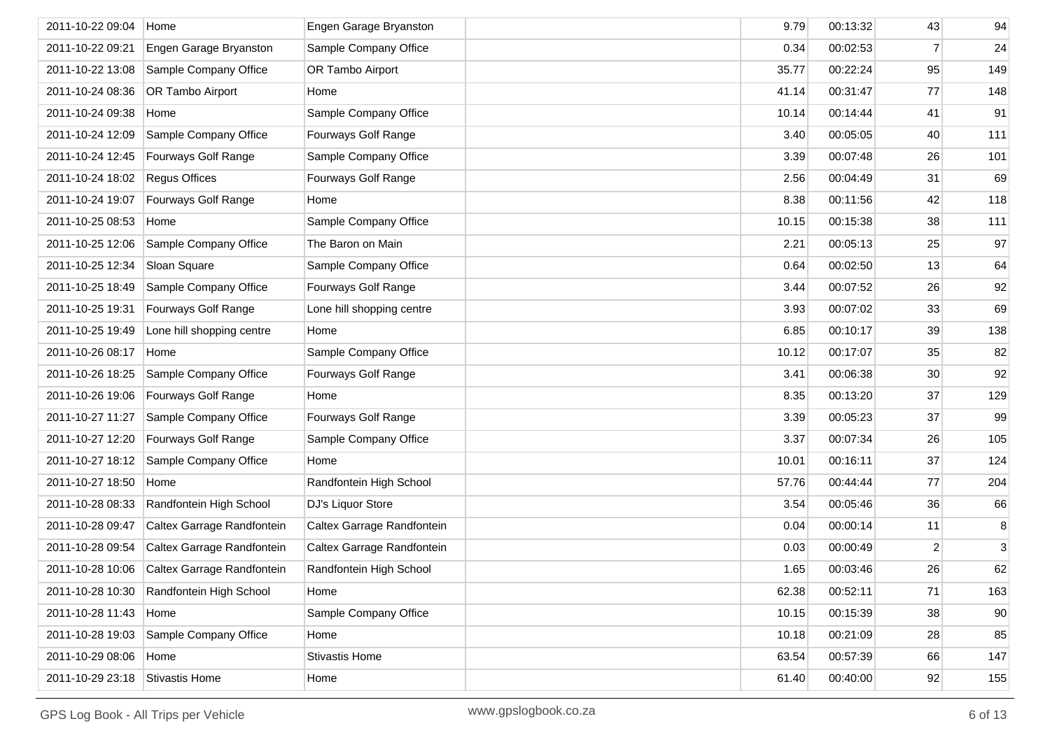| | | | | | | | |
|---|---|---|---|---|---|---|---|
| 2011-10-22 09:04 | Home | Engen Garage Bryanston | | 9.79 | 00:13:32 | 43 | 94 |
| 2011-10-22 09:21 | Engen Garage Bryanston | Sample Company Office | | 0.34 | 00:02:53 | 7 | 24 |
| 2011-10-22 13:08 | Sample Company Office | OR Tambo Airport | | 35.77 | 00:22:24 | 95 | 149 |
| 2011-10-24 08:36 | OR Tambo Airport | Home | | 41.14 | 00:31:47 | 77 | 148 |
| 2011-10-24 09:38 | Home | Sample Company Office | | 10.14 | 00:14:44 | 41 | 91 |
| 2011-10-24 12:09 | Sample Company Office | Fourways Golf Range | | 3.40 | 00:05:05 | 40 | 111 |
| 2011-10-24 12:45 | Fourways Golf Range | Sample Company Office | | 3.39 | 00:07:48 | 26 | 101 |
| 2011-10-24 18:02 | Regus Offices | Fourways Golf Range | | 2.56 | 00:04:49 | 31 | 69 |
| 2011-10-24 19:07 | Fourways Golf Range | Home | | 8.38 | 00:11:56 | 42 | 118 |
| 2011-10-25 08:53 | Home | Sample Company Office | | 10.15 | 00:15:38 | 38 | 111 |
| 2011-10-25 12:06 | Sample Company Office | The Baron on Main | | 2.21 | 00:05:13 | 25 | 97 |
| 2011-10-25 12:34 | Sloan Square | Sample Company Office | | 0.64 | 00:02:50 | 13 | 64 |
| 2011-10-25 18:49 | Sample Company Office | Fourways Golf Range | | 3.44 | 00:07:52 | 26 | 92 |
| 2011-10-25 19:31 | Fourways Golf Range | Lone hill shopping centre | | 3.93 | 00:07:02 | 33 | 69 |
| 2011-10-25 19:49 | Lone hill shopping centre | Home | | 6.85 | 00:10:17 | 39 | 138 |
| 2011-10-26 08:17 | Home | Sample Company Office | | 10.12 | 00:17:07 | 35 | 82 |
| 2011-10-26 18:25 | Sample Company Office | Fourways Golf Range | | 3.41 | 00:06:38 | 30 | 92 |
| 2011-10-26 19:06 | Fourways Golf Range | Home | | 8.35 | 00:13:20 | 37 | 129 |
| 2011-10-27 11:27 | Sample Company Office | Fourways Golf Range | | 3.39 | 00:05:23 | 37 | 99 |
| 2011-10-27 12:20 | Fourways Golf Range | Sample Company Office | | 3.37 | 00:07:34 | 26 | 105 |
| 2011-10-27 18:12 | Sample Company Office | Home | | 10.01 | 00:16:11 | 37 | 124 |
| 2011-10-27 18:50 | Home | Randfontein High School | | 57.76 | 00:44:44 | 77 | 204 |
| 2011-10-28 08:33 | Randfontein High School | DJ's Liquor Store | | 3.54 | 00:05:46 | 36 | 66 |
| 2011-10-28 09:47 | Caltex Garrage Randfontein | Caltex Garrage Randfontein | | 0.04 | 00:00:14 | 11 | 8 |
| 2011-10-28 09:54 | Caltex Garrage Randfontein | Caltex Garrage Randfontein | | 0.03 | 00:00:49 | 2 | 3 |
| 2011-10-28 10:06 | Caltex Garrage Randfontein | Randfontein High School | | 1.65 | 00:03:46 | 26 | 62 |
| 2011-10-28 10:30 | Randfontein High School | Home | | 62.38 | 00:52:11 | 71 | 163 |
| 2011-10-28 11:43 | Home | Sample Company Office | | 10.15 | 00:15:39 | 38 | 90 |
| 2011-10-28 19:03 | Sample Company Office | Home | | 10.18 | 00:21:09 | 28 | 85 |
| 2011-10-29 08:06 | Home | Stivastis Home | | 63.54 | 00:57:39 | 66 | 147 |
| 2011-10-29 23:18 | Stivastis Home | Home | | 61.40 | 00:40:00 | 92 | 155 |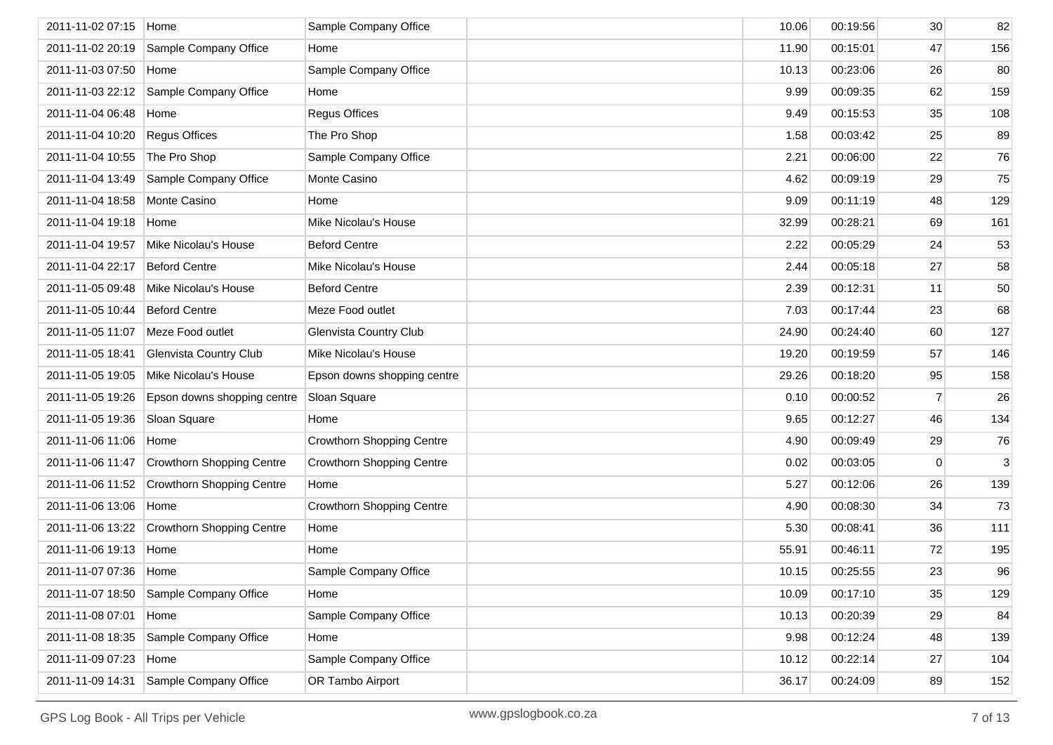| | | | | | | | |
|---|---|---|---|---|---|---|---|
| 2011-11-02 07:15 | Home | Sample Company Office | | 10.06 | 00:19:56 | 30 | 82 |
| 2011-11-02 20:19 | Sample Company Office | Home | | 11.90 | 00:15:01 | 47 | 156 |
| 2011-11-03 07:50 | Home | Sample Company Office | | 10.13 | 00:23:06 | 26 | 80 |
| 2011-11-03 22:12 | Sample Company Office | Home | | 9.99 | 00:09:35 | 62 | 159 |
| 2011-11-04 06:48 | Home | Regus Offices | | 9.49 | 00:15:53 | 35 | 108 |
| 2011-11-04 10:20 | Regus Offices | The Pro Shop | | 1.58 | 00:03:42 | 25 | 89 |
| 2011-11-04 10:55 | The Pro Shop | Sample Company Office | | 2.21 | 00:06:00 | 22 | 76 |
| 2011-11-04 13:49 | Sample Company Office | Monte Casino | | 4.62 | 00:09:19 | 29 | 75 |
| 2011-11-04 18:58 | Monte Casino | Home | | 9.09 | 00:11:19 | 48 | 129 |
| 2011-11-04 19:18 | Home | Mike Nicolau's House | | 32.99 | 00:28:21 | 69 | 161 |
| 2011-11-04 19:57 | Mike Nicolau's House | Beford Centre | | 2.22 | 00:05:29 | 24 | 53 |
| 2011-11-04 22:17 | Beford Centre | Mike Nicolau's House | | 2.44 | 00:05:18 | 27 | 58 |
| 2011-11-05 09:48 | Mike Nicolau's House | Beford Centre | | 2.39 | 00:12:31 | 11 | 50 |
| 2011-11-05 10:44 | Beford Centre | Meze Food outlet | | 7.03 | 00:17:44 | 23 | 68 |
| 2011-11-05 11:07 | Meze Food outlet | Glenvista Country Club | | 24.90 | 00:24:40 | 60 | 127 |
| 2011-11-05 18:41 | Glenvista Country Club | Mike Nicolau's House | | 19.20 | 00:19:59 | 57 | 146 |
| 2011-11-05 19:05 | Mike Nicolau's House | Epson downs shopping centre | | 29.26 | 00:18:20 | 95 | 158 |
| 2011-11-05 19:26 | Epson downs shopping centre | Sloan Square | | 0.10 | 00:00:52 | 7 | 26 |
| 2011-11-05 19:36 | Sloan Square | Home | | 9.65 | 00:12:27 | 46 | 134 |
| 2011-11-06 11:06 | Home | Crowthorn Shopping Centre | | 4.90 | 00:09:49 | 29 | 76 |
| 2011-11-06 11:47 | Crowthorn Shopping Centre | Crowthorn Shopping Centre | | 0.02 | 00:03:05 | 0 | 3 |
| 2011-11-06 11:52 | Crowthorn Shopping Centre | Home | | 5.27 | 00:12:06 | 26 | 139 |
| 2011-11-06 13:06 | Home | Crowthorn Shopping Centre | | 4.90 | 00:08:30 | 34 | 73 |
| 2011-11-06 13:22 | Crowthorn Shopping Centre | Home | | 5.30 | 00:08:41 | 36 | 111 |
| 2011-11-06 19:13 | Home | Home | | 55.91 | 00:46:11 | 72 | 195 |
| 2011-11-07 07:36 | Home | Sample Company Office | | 10.15 | 00:25:55 | 23 | 96 |
| 2011-11-07 18:50 | Sample Company Office | Home | | 10.09 | 00:17:10 | 35 | 129 |
| 2011-11-08 07:01 | Home | Sample Company Office | | 10.13 | 00:20:39 | 29 | 84 |
| 2011-11-08 18:35 | Sample Company Office | Home | | 9.98 | 00:12:24 | 48 | 139 |
| 2011-11-09 07:23 | Home | Sample Company Office | | 10.12 | 00:22:14 | 27 | 104 |
| 2011-11-09 14:31 | Sample Company Office | OR Tambo Airport | | 36.17 | 00:24:09 | 89 | 152 |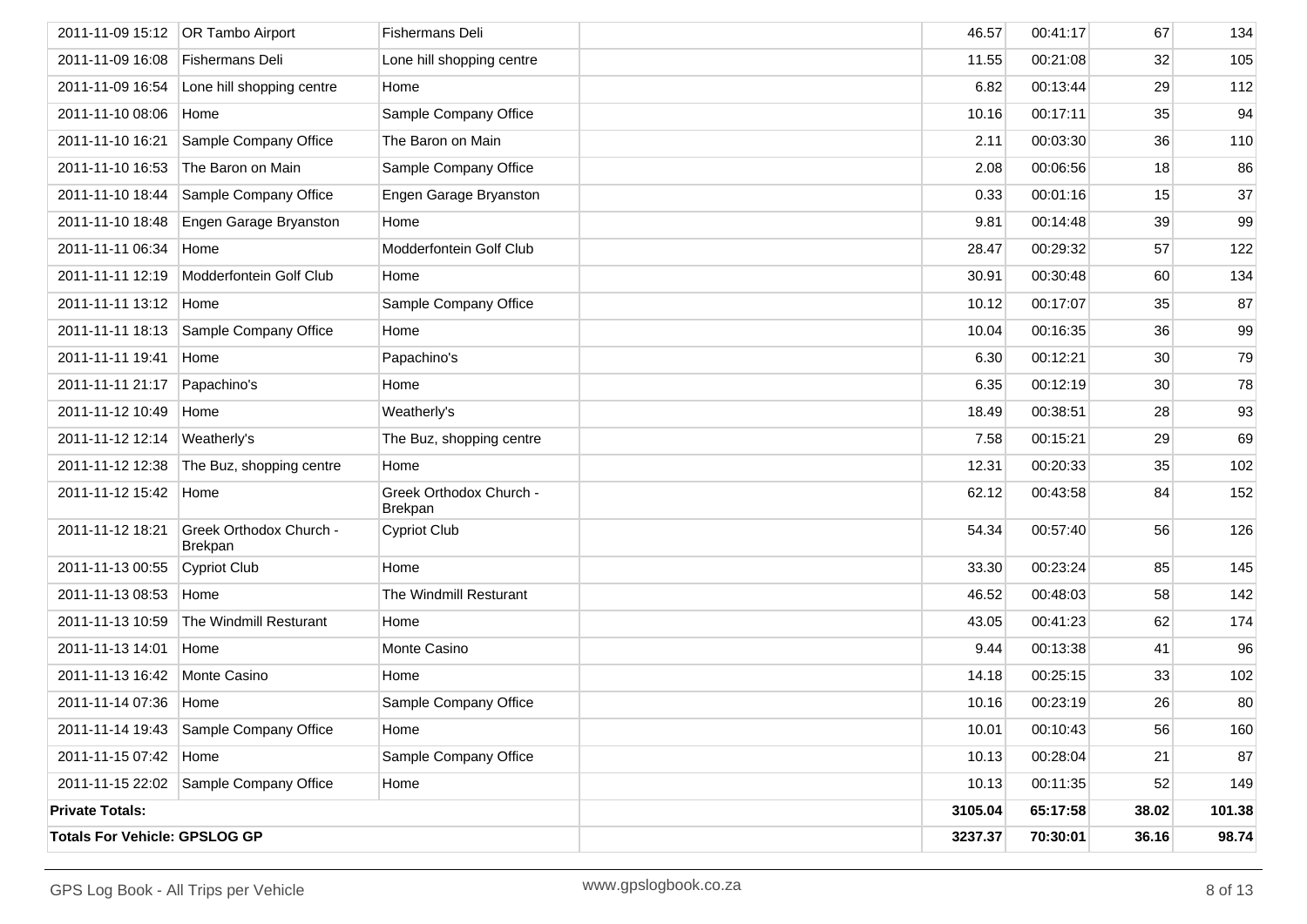| | | | | | | | |
|---|---|---|---|---|---|---|---|
| 2011-11-09 15:12 | OR Tambo Airport | Fishermans Deli | | 46.57 | 00:41:17 | 67 | 134 |
| 2011-11-09 16:08 | Fishermans Deli | Lone hill shopping centre | | 11.55 | 00:21:08 | 32 | 105 |
| 2011-11-09 16:54 | Lone hill shopping centre | Home | | 6.82 | 00:13:44 | 29 | 112 |
| 2011-11-10 08:06 | Home | Sample Company Office | | 10.16 | 00:17:11 | 35 | 94 |
| 2011-11-10 16:21 | Sample Company Office | The Baron on Main | | 2.11 | 00:03:30 | 36 | 110 |
| 2011-11-10 16:53 | The Baron on Main | Sample Company Office | | 2.08 | 00:06:56 | 18 | 86 |
| 2011-11-10 18:44 | Sample Company Office | Engen Garage Bryanston | | 0.33 | 00:01:16 | 15 | 37 |
| 2011-11-10 18:48 | Engen Garage Bryanston | Home | | 9.81 | 00:14:48 | 39 | 99 |
| 2011-11-11 06:34 | Home | Modderfontein Golf Club | | 28.47 | 00:29:32 | 57 | 122 |
| 2011-11-11 12:19 | Modderfontein Golf Club | Home | | 30.91 | 00:30:48 | 60 | 134 |
| 2011-11-11 13:12 | Home | Sample Company Office | | 10.12 | 00:17:07 | 35 | 87 |
| 2011-11-11 18:13 | Sample Company Office | Home | | 10.04 | 00:16:35 | 36 | 99 |
| 2011-11-11 19:41 | Home | Papachino's | | 6.30 | 00:12:21 | 30 | 79 |
| 2011-11-11 21:17 | Papachino's | Home | | 6.35 | 00:12:19 | 30 | 78 |
| 2011-11-12 10:49 | Home | Weatherly's | | 18.49 | 00:38:51 | 28 | 93 |
| 2011-11-12 12:14 | Weatherly's | The Buz, shopping centre | | 7.58 | 00:15:21 | 29 | 69 |
| 2011-11-12 12:38 | The Buz, shopping centre | Home | | 12.31 | 00:20:33 | 35 | 102 |
| 2011-11-12 15:42 | Home | Greek Orthodox Church - Brekpan | | 62.12 | 00:43:58 | 84 | 152 |
| 2011-11-12 18:21 | Greek Orthodox Church - Brekpan | Cypriot Club | | 54.34 | 00:57:40 | 56 | 126 |
| 2011-11-13 00:55 | Cypriot Club | Home | | 33.30 | 00:23:24 | 85 | 145 |
| 2011-11-13 08:53 | Home | The Windmill Resturant | | 46.52 | 00:48:03 | 58 | 142 |
| 2011-11-13 10:59 | The Windmill Resturant | Home | | 43.05 | 00:41:23 | 62 | 174 |
| 2011-11-13 14:01 | Home | Monte Casino | | 9.44 | 00:13:38 | 41 | 96 |
| 2011-11-13 16:42 | Monte Casino | Home | | 14.18 | 00:25:15 | 33 | 102 |
| 2011-11-14 07:36 | Home | Sample Company Office | | 10.16 | 00:23:19 | 26 | 80 |
| 2011-11-14 19:43 | Sample Company Office | Home | | 10.01 | 00:10:43 | 56 | 160 |
| 2011-11-15 07:42 | Home | Sample Company Office | | 10.13 | 00:28:04 | 21 | 87 |
| 2011-11-15 22:02 | Sample Company Office | Home | | 10.13 | 00:11:35 | 52 | 149 |
| **Private Totals:** | | | | **3105.04** | **65:17:58** | **38.02** | **101.38** |
| **Totals For Vehicle: GPSLOG GP** | | | | **3237.37** | **70:30:01** | **36.16** | **98.74** |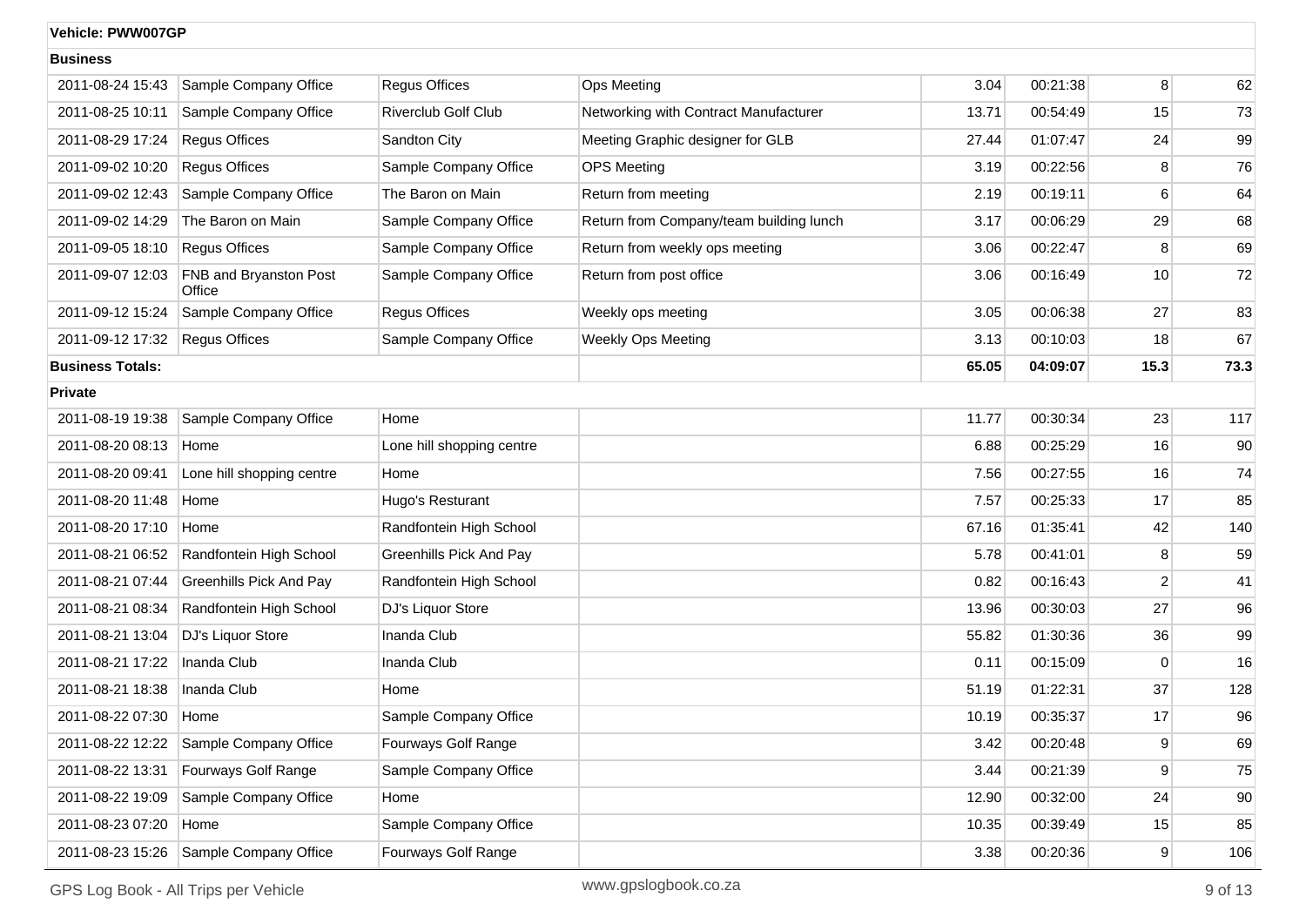**Vehicle: PWW007GP**

**Business**

| | | | | | | | |
|---|---|---|---|---|---|---|---|
| 2011-08-24 15:43 | Sample Company Office | Regus Offices | Ops Meeting | 3.04 | 00:21:38 | 8 | 62 |
| 2011-08-25 10:11 | Sample Company Office | Riverclub Golf Club | Networking with Contract Manufacturer | 13.71 | 00:54:49 | 15 | 73 |
| 2011-08-29 17:24 | Regus Offices | Sandton City | Meeting Graphic designer for GLB | 27.44 | 01:07:47 | 24 | 99 |
| 2011-09-02 10:20 | Regus Offices | Sample Company Office | OPS Meeting | 3.19 | 00:22:56 | 8 | 76 |
| 2011-09-02 12:43 | Sample Company Office | The Baron on Main | Return from meeting | 2.19 | 00:19:11 | 6 | 64 |
| 2011-09-02 14:29 | The Baron on Main | Sample Company Office | Return from Company/team building lunch | 3.17 | 00:06:29 | 29 | 68 |
| 2011-09-05 18:10 | Regus Offices | Sample Company Office | Return from weekly ops meeting | 3.06 | 00:22:47 | 8 | 69 |
| 2011-09-07 12:03 | FNB and Bryanston Post Office | Sample Company Office | Return from post office | 3.06 | 00:16:49 | 10 | 72 |
| 2011-09-12 15:24 | Sample Company Office | Regus Offices | Weekly ops meeting | 3.05 | 00:06:38 | 27 | 83 |
| 2011-09-12 17:32 | Regus Offices | Sample Company Office | Weekly Ops Meeting | 3.13 | 00:10:03 | 18 | 67 |
| **Business Totals:** | | | | **65.05** | **04:09:07** | **15.3** | **73.3** |

**Private**

| | | | | | | | |
|---|---|---|---|---|---|---|---|
| 2011-08-19 19:38 | Sample Company Office | Home | | 11.77 | 00:30:34 | 23 | 117 |
| 2011-08-20 08:13 | Home | Lone hill shopping centre | | 6.88 | 00:25:29 | 16 | 90 |
| 2011-08-20 09:41 | Lone hill shopping centre | Home | | 7.56 | 00:27:55 | 16 | 74 |
| 2011-08-20 11:48 | Home | Hugo's Resturant | | 7.57 | 00:25:33 | 17 | 85 |
| 2011-08-20 17:10 | Home | Randfontein High School | | 67.16 | 01:35:41 | 42 | 140 |
| 2011-08-21 06:52 | Randfontein High School | Greenhills Pick And Pay | | 5.78 | 00:41:01 | 8 | 59 |
| 2011-08-21 07:44 | Greenhills Pick And Pay | Randfontein High School | | 0.82 | 00:16:43 | 2 | 41 |
| 2011-08-21 08:34 | Randfontein High School | DJ's Liquor Store | | 13.96 | 00:30:03 | 27 | 96 |
| 2011-08-21 13:04 | DJ's Liquor Store | Inanda Club | | 55.82 | 01:30:36 | 36 | 99 |
| 2011-08-21 17:22 | Inanda Club | Inanda Club | | 0.11 | 00:15:09 | 0 | 16 |
| 2011-08-21 18:38 | Inanda Club | Home | | 51.19 | 01:22:31 | 37 | 128 |
| 2011-08-22 07:30 | Home | Sample Company Office | | 10.19 | 00:35:37 | 17 | 96 |
| 2011-08-22 12:22 | Sample Company Office | Fourways Golf Range | | 3.42 | 00:20:48 | 9 | 69 |
| 2011-08-22 13:31 | Fourways Golf Range | Sample Company Office | | 3.44 | 00:21:39 | 9 | 75 |
| 2011-08-22 19:09 | Sample Company Office | Home | | 12.90 | 00:32:00 | 24 | 90 |
| 2011-08-23 07:20 | Home | Sample Company Office | | 10.35 | 00:39:49 | 15 | 85 |
| 2011-08-23 15:26 | Sample Company Office | Fourways Golf Range | | 3.38 | 00:20:36 | 9 | 106 |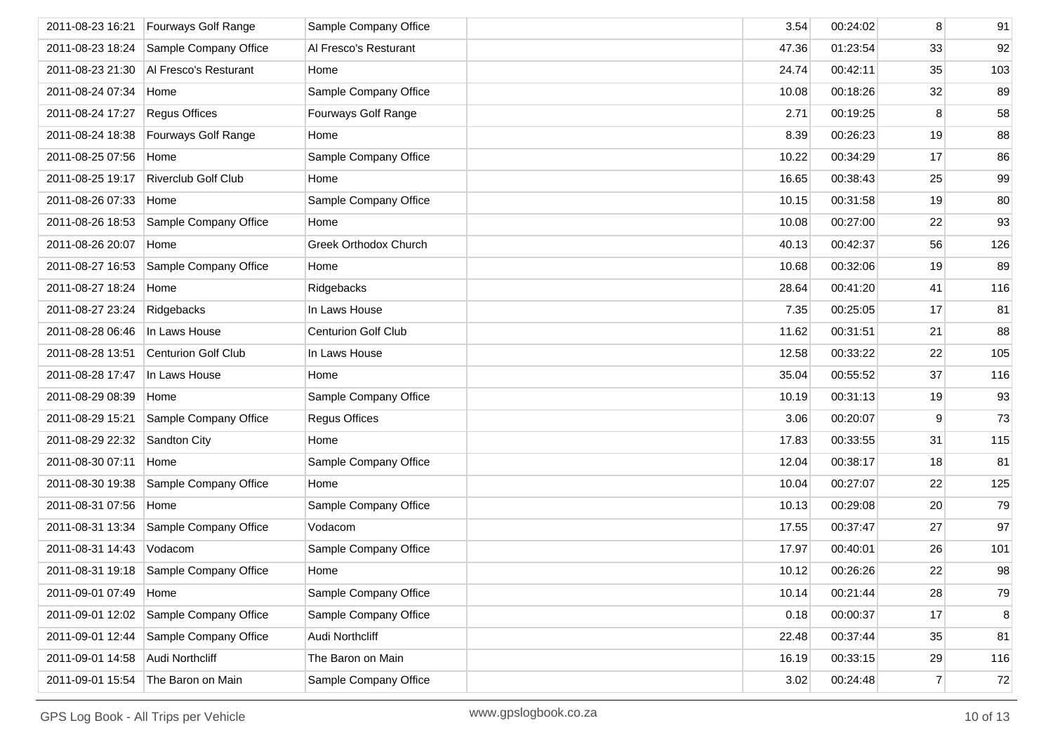| | | | | | | | |
|---|---|---|---|---|---|---|---|
| 2011-08-23 16:21 | Fourways Golf Range | Sample Company Office | | 3.54 | 00:24:02 | 8 | 91 |
| 2011-08-23 18:24 | Sample Company Office | Al Fresco's Resturant | | 47.36 | 01:23:54 | 33 | 92 |
| 2011-08-23 21:30 | Al Fresco's Resturant | Home | | 24.74 | 00:42:11 | 35 | 103 |
| 2011-08-24 07:34 | Home | Sample Company Office | | 10.08 | 00:18:26 | 32 | 89 |
| 2011-08-24 17:27 | Regus Offices | Fourways Golf Range | | 2.71 | 00:19:25 | 8 | 58 |
| 2011-08-24 18:38 | Fourways Golf Range | Home | | 8.39 | 00:26:23 | 19 | 88 |
| 2011-08-25 07:56 | Home | Sample Company Office | | 10.22 | 00:34:29 | 17 | 86 |
| 2011-08-25 19:17 | Riverclub Golf Club | Home | | 16.65 | 00:38:43 | 25 | 99 |
| 2011-08-26 07:33 | Home | Sample Company Office | | 10.15 | 00:31:58 | 19 | 80 |
| 2011-08-26 18:53 | Sample Company Office | Home | | 10.08 | 00:27:00 | 22 | 93 |
| 2011-08-26 20:07 | Home | Greek Orthodox Church | | 40.13 | 00:42:37 | 56 | 126 |
| 2011-08-27 16:53 | Sample Company Office | Home | | 10.68 | 00:32:06 | 19 | 89 |
| 2011-08-27 18:24 | Home | Ridgebacks | | 28.64 | 00:41:20 | 41 | 116 |
| 2011-08-27 23:24 | Ridgebacks | In Laws House | | 7.35 | 00:25:05 | 17 | 81 |
| 2011-08-28 06:46 | In Laws House | Centurion Golf Club | | 11.62 | 00:31:51 | 21 | 88 |
| 2011-08-28 13:51 | Centurion Golf Club | In Laws House | | 12.58 | 00:33:22 | 22 | 105 |
| 2011-08-28 17:47 | In Laws House | Home | | 35.04 | 00:55:52 | 37 | 116 |
| 2011-08-29 08:39 | Home | Sample Company Office | | 10.19 | 00:31:13 | 19 | 93 |
| 2011-08-29 15:21 | Sample Company Office | Regus Offices | | 3.06 | 00:20:07 | 9 | 73 |
| 2011-08-29 22:32 | Sandton City | Home | | 17.83 | 00:33:55 | 31 | 115 |
| 2011-08-30 07:11 | Home | Sample Company Office | | 12.04 | 00:38:17 | 18 | 81 |
| 2011-08-30 19:38 | Sample Company Office | Home | | 10.04 | 00:27:07 | 22 | 125 |
| 2011-08-31 07:56 | Home | Sample Company Office | | 10.13 | 00:29:08 | 20 | 79 |
| 2011-08-31 13:34 | Sample Company Office | Vodacom | | 17.55 | 00:37:47 | 27 | 97 |
| 2011-08-31 14:43 | Vodacom | Sample Company Office | | 17.97 | 00:40:01 | 26 | 101 |
| 2011-08-31 19:18 | Sample Company Office | Home | | 10.12 | 00:26:26 | 22 | 98 |
| 2011-09-01 07:49 | Home | Sample Company Office | | 10.14 | 00:21:44 | 28 | 79 |
| 2011-09-01 12:02 | Sample Company Office | Sample Company Office | | 0.18 | 00:00:37 | 17 | 8 |
| 2011-09-01 12:44 | Sample Company Office | Audi Northcliff | | 22.48 | 00:37:44 | 35 | 81 |
| 2011-09-01 14:58 | Audi Northcliff | The Baron on Main | | 16.19 | 00:33:15 | 29 | 116 |
| 2011-09-01 15:54 | The Baron on Main | Sample Company Office | | 3.02 | 00:24:48 | 7 | 72 |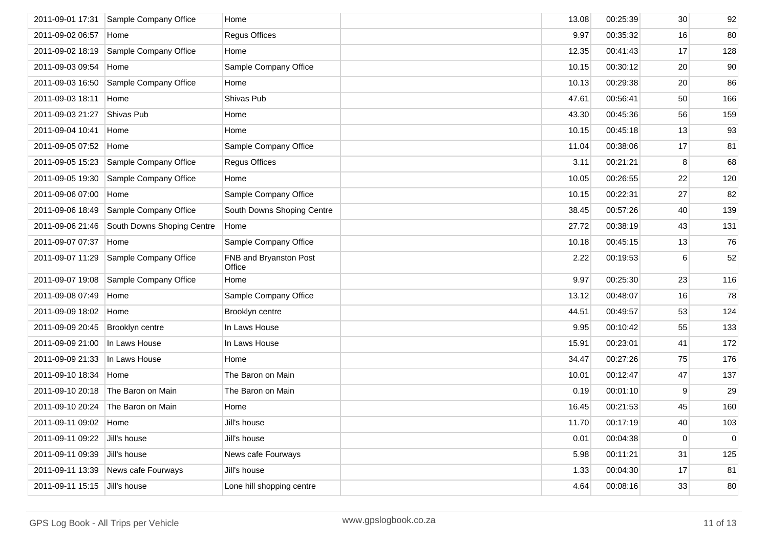|  |  |  |  |  |  |  |  |
|---|---|---|---|---|---|---|---|
| 2011-09-01 17:31 | Sample Company Office | Home |  | 13.08 | 00:25:39 | 30 | 92 |
| 2011-09-02 06:57 | Home | Regus Offices |  | 9.97 | 00:35:32 | 16 | 80 |
| 2011-09-02 18:19 | Sample Company Office | Home |  | 12.35 | 00:41:43 | 17 | 128 |
| 2011-09-03 09:54 | Home | Sample Company Office |  | 10.15 | 00:30:12 | 20 | 90 |
| 2011-09-03 16:50 | Sample Company Office | Home |  | 10.13 | 00:29:38 | 20 | 86 |
| 2011-09-03 18:11 | Home | Shivas Pub |  | 47.61 | 00:56:41 | 50 | 166 |
| 2011-09-03 21:27 | Shivas Pub | Home |  | 43.30 | 00:45:36 | 56 | 159 |
| 2011-09-04 10:41 | Home | Home |  | 10.15 | 00:45:18 | 13 | 93 |
| 2011-09-05 07:52 | Home | Sample Company Office |  | 11.04 | 00:38:06 | 17 | 81 |
| 2011-09-05 15:23 | Sample Company Office | Regus Offices |  | 3.11 | 00:21:21 | 8 | 68 |
| 2011-09-05 19:30 | Sample Company Office | Home |  | 10.05 | 00:26:55 | 22 | 120 |
| 2011-09-06 07:00 | Home | Sample Company Office |  | 10.15 | 00:22:31 | 27 | 82 |
| 2011-09-06 18:49 | Sample Company Office | South Downs Shoping Centre |  | 38.45 | 00:57:26 | 40 | 139 |
| 2011-09-06 21:46 | South Downs Shoping Centre | Home |  | 27.72 | 00:38:19 | 43 | 131 |
| 2011-09-07 07:37 | Home | Sample Company Office |  | 10.18 | 00:45:15 | 13 | 76 |
| 2011-09-07 11:29 | Sample Company Office | FNB and Bryanston Post Office |  | 2.22 | 00:19:53 | 6 | 52 |
| 2011-09-07 19:08 | Sample Company Office | Home |  | 9.97 | 00:25:30 | 23 | 116 |
| 2011-09-08 07:49 | Home | Sample Company Office |  | 13.12 | 00:48:07 | 16 | 78 |
| 2011-09-09 18:02 | Home | Brooklyn centre |  | 44.51 | 00:49:57 | 53 | 124 |
| 2011-09-09 20:45 | Brooklyn centre | In Laws House |  | 9.95 | 00:10:42 | 55 | 133 |
| 2011-09-09 21:00 | In Laws House | In Laws House |  | 15.91 | 00:23:01 | 41 | 172 |
| 2011-09-09 21:33 | In Laws House | Home |  | 34.47 | 00:27:26 | 75 | 176 |
| 2011-09-10 18:34 | Home | The Baron on Main |  | 10.01 | 00:12:47 | 47 | 137 |
| 2011-09-10 20:18 | The Baron on Main | The Baron on Main |  | 0.19 | 00:01:10 | 9 | 29 |
| 2011-09-10 20:24 | The Baron on Main | Home |  | 16.45 | 00:21:53 | 45 | 160 |
| 2011-09-11 09:02 | Home | Jill's house |  | 11.70 | 00:17:19 | 40 | 103 |
| 2011-09-11 09:22 | Jill's house | Jill's house |  | 0.01 | 00:04:38 | 0 | 0 |
| 2011-09-11 09:39 | Jill's house | News cafe Fourways |  | 5.98 | 00:11:21 | 31 | 125 |
| 2011-09-11 13:39 | News cafe Fourways | Jill's house |  | 1.33 | 00:04:30 | 17 | 81 |
| 2011-09-11 15:15 | Jill's house | Lone hill shopping centre |  | 4.64 | 00:08:16 | 33 | 80 |

GPS Log Book - All Trips per Vehicle www.gpslogbook.co.za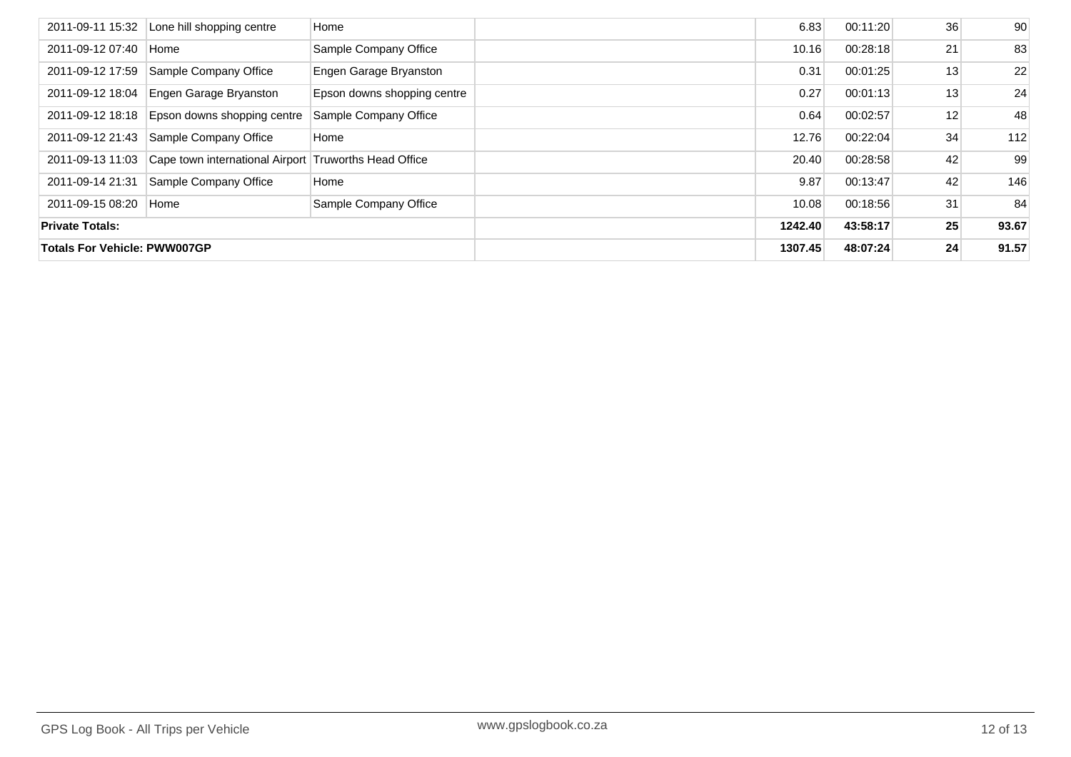| | | | | | | | |
|---|---|---|---|---|---|---|---|
| 2011-09-11 15:32 | Lone hill shopping centre | Home | | 6.83 | 00:11:20 | 36 | 90 |
| 2011-09-12 07:40 | Home | Sample Company Office | | 10.16 | 00:28:18 | 21 | 83 |
| 2011-09-12 17:59 | Sample Company Office | Engen Garage Bryanston | | 0.31 | 00:01:25 | 13 | 22 |
| 2011-09-12 18:04 | Engen Garage Bryanston | Epson downs shopping centre | | 0.27 | 00:01:13 | 13 | 24 |
| 2011-09-12 18:18 | Epson downs shopping centre | Sample Company Office | | 0.64 | 00:02:57 | 12 | 48 |
| 2011-09-12 21:43 | Sample Company Office | Home | | 12.76 | 00:22:04 | 34 | 112 |
| 2011-09-13 11:03 | Cape town international Airport | Truworths Head Office | | 20.40 | 00:28:58 | 42 | 99 |
| 2011-09-14 21:31 | Sample Company Office | Home | | 9.87 | 00:13:47 | 42 | 146 |
| 2011-09-15 08:20 | Home | Sample Company Office | | 10.08 | 00:18:56 | 31 | 84 |
| **Private Totals:** | | | | **1242.40** | **43:58:17** | **25** | **93.67** |
| **Totals For Vehicle: PWW007GP** | | | | **1307.45** | **48:07:24** | **24** | **91.57** |